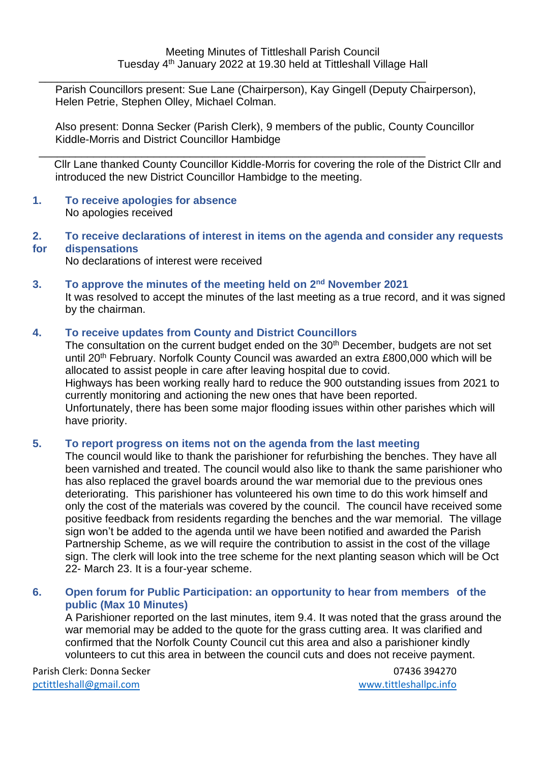Meeting Minutes of Tittleshall Parish Council
Tuesday 4th January 2022 at 19.30 held at Tittleshall Village Hall

---

Parish Councillors present: Sue Lane (Chairperson), Kay Gingell (Deputy Chairperson), Helen Petrie, Stephen Olley, Michael Colman.

Also present: Donna Secker (Parish Clerk), 9 members of the public, County Councillor Kiddle-Morris and District Councillor Hambidge

---

Cllr Lane thanked County Councillor Kiddle-Morris for covering the role of the District Cllr and introduced the new District Councillor Hambidge to the meeting.

### 1. To receive apologies for absence

No apologies received

### 2. To receive declarations of interest in items on the agenda and consider any requests for dispensations

No declarations of interest were received

### 3. To approve the minutes of the meeting held on 2nd November 2021

It was resolved to accept the minutes of the last meeting as a true record, and it was signed by the chairman.

### 4. To receive updates from County and District Councillors

The consultation on the current budget ended on the 30th December, budgets are not set until 20th February. Norfolk County Council was awarded an extra £800,000 which will be allocated to assist people in care after leaving hospital due to covid.
Highways has been working really hard to reduce the 900 outstanding issues from 2021 to currently monitoring and actioning the new ones that have been reported.
Unfortunately, there has been some major flooding issues within other parishes which will have priority.

### 5. To report progress on items not on the agenda from the last meeting

The council would like to thank the parishioner for refurbishing the benches. They have all been varnished and treated. The council would also like to thank the same parishioner who has also replaced the gravel boards around the war memorial due to the previous ones deteriorating. This parishioner has volunteered his own time to do this work himself and only the cost of the materials was covered by the council. The council have received some positive feedback from residents regarding the benches and the war memorial. The village sign won't be added to the agenda until we have been notified and awarded the Parish Partnership Scheme, as we will require the contribution to assist in the cost of the village sign. The clerk will look into the tree scheme for the next planting season which will be Oct 22- March 23. It is a four-year scheme.

### 6. Open forum for Public Participation: an opportunity to hear from members of the public (Max 10 Minutes)

A Parishioner reported on the last minutes, item 9.4. It was noted that the grass around the war memorial may be added to the quote for the grass cutting area. It was clarified and confirmed that the Norfolk County Council cut this area and also a parishioner kindly volunteers to cut this area in between the council cuts and does not receive payment.

Parish Clerk: Donna Secker 07436 394270
pctittleshall@gmail.com www.tittleshallpc.info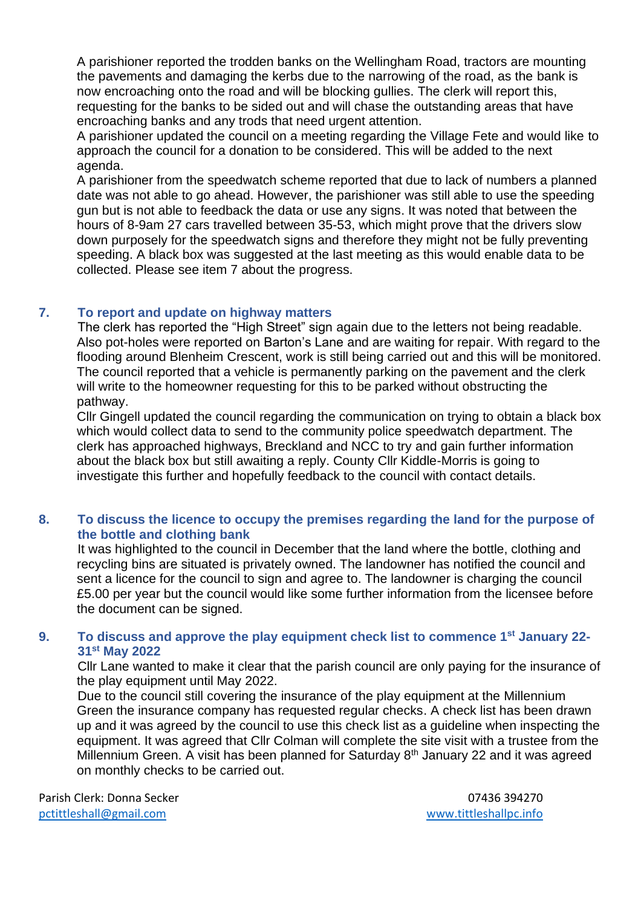A parishioner reported the trodden banks on the Wellingham Road, tractors are mounting the pavements and damaging the kerbs due to the narrowing of the road, as the bank is now encroaching onto the road and will be blocking gullies. The clerk will report this, requesting for the banks to be sided out and will chase the outstanding areas that have encroaching banks and any trods that need urgent attention.

A parishioner updated the council on a meeting regarding the Village Fete and would like to approach the council for a donation to be considered. This will be added to the next agenda.

A parishioner from the speedwatch scheme reported that due to lack of numbers a planned date was not able to go ahead. However, the parishioner was still able to use the speeding gun but is not able to feedback the data or use any signs. It was noted that between the hours of 8-9am 27 cars travelled between 35-53, which might prove that the drivers slow down purposely for the speedwatch signs and therefore they might not be fully preventing speeding. A black box was suggested at the last meeting as this would enable data to be collected. Please see item 7 about the progress.

## 7. To report and update on highway matters

The clerk has reported the "High Street" sign again due to the letters not being readable. Also pot-holes were reported on Barton's Lane and are waiting for repair. With regard to the flooding around Blenheim Crescent, work is still being carried out and this will be monitored. The council reported that a vehicle is permanently parking on the pavement and the clerk will write to the homeowner requesting for this to be parked without obstructing the pathway.

Cllr Gingell updated the council regarding the communication on trying to obtain a black box which would collect data to send to the community police speedwatch department. The clerk has approached highways, Breckland and NCC to try and gain further information about the black box but still awaiting a reply. County Cllr Kiddle-Morris is going to investigate this further and hopefully feedback to the council with contact details.

## 8. To discuss the licence to occupy the premises regarding the land for the purpose of the bottle and clothing bank

It was highlighted to the council in December that the land where the bottle, clothing and recycling bins are situated is privately owned. The landowner has notified the council and sent a licence for the council to sign and agree to. The landowner is charging the council £5.00 per year but the council would like some further information from the licensee before the document can be signed.

## 9. To discuss and approve the play equipment check list to commence 1st January 22-31st May 2022

Cllr Lane wanted to make it clear that the parish council are only paying for the insurance of the play equipment until May 2022.

Due to the council still covering the insurance of the play equipment at the Millennium Green the insurance company has requested regular checks. A check list has been drawn up and it was agreed by the council to use this check list as a guideline when inspecting the equipment. It was agreed that Cllr Colman will complete the site visit with a trustee from the Millennium Green. A visit has been planned for Saturday 8th January 22 and it was agreed on monthly checks to be carried out.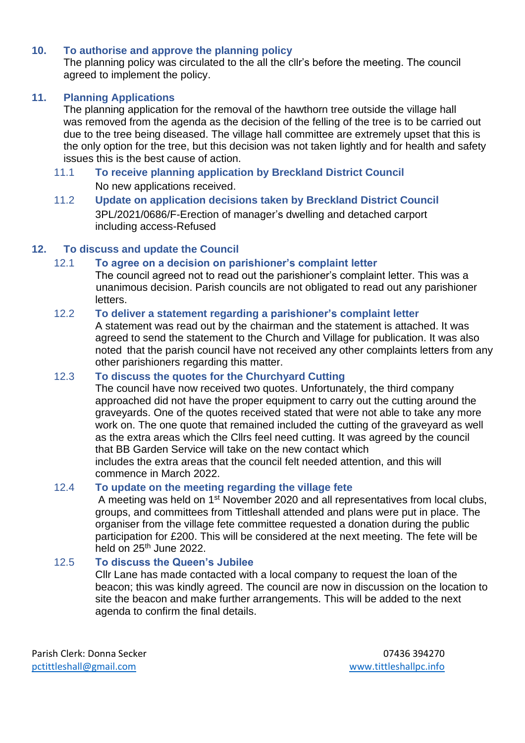## 10. To authorise and approve the planning policy

The planning policy was circulated to the all the cllr's before the meeting. The council agreed to implement the policy.

## 11. Planning Applications

The planning application for the removal of the hawthorn tree outside the village hall was removed from the agenda as the decision of the felling of the tree is to be carried out due to the tree being diseased. The village hall committee are extremely upset that this is the only option for the tree, but this decision was not taken lightly and for health and safety issues this is the best cause of action.

### 11.1 To receive planning application by Breckland District Council

No new applications received.

### 11.2 Update on application decisions taken by Breckland District Council

3PL/2021/0686/F-Erection of manager's dwelling and detached carport including access-Refused

## 12. To discuss and update the Council

### 12.1 To agree on a decision on parishioner's complaint letter

The council agreed not to read out the parishioner's complaint letter. This was a unanimous decision. Parish councils are not obligated to read out any parishioner letters.

### 12.2 To deliver a statement regarding a parishioner's complaint letter

A statement was read out by the chairman and the statement is attached. It was agreed to send the statement to the Church and Village for publication. It was also noted that the parish council have not received any other complaints letters from any other parishioners regarding this matter.

### 12.3 To discuss the quotes for the Churchyard Cutting

The council have now received two quotes. Unfortunately, the third company approached did not have the proper equipment to carry out the cutting around the graveyards. One of the quotes received stated that were not able to take any more work on. The one quote that remained included the cutting of the graveyard as well as the extra areas which the Cllrs feel need cutting. It was agreed by the council that BB Garden Service will take on the new contact which includes the extra areas that the council felt needed attention, and this will commence in March 2022.

### 12.4 To update on the meeting regarding the village fete

A meeting was held on 1st November 2020 and all representatives from local clubs, groups, and committees from Tittleshall attended and plans were put in place. The organiser from the village fete committee requested a donation during the public participation for £200. This will be considered at the next meeting. The fete will be held on 25th June 2022.

### 12.5 To discuss the Queen's Jubilee

Cllr Lane has made contacted with a local company to request the loan of the beacon; this was kindly agreed. The council are now in discussion on the location to site the beacon and make further arrangements. This will be added to the next agenda to confirm the final details.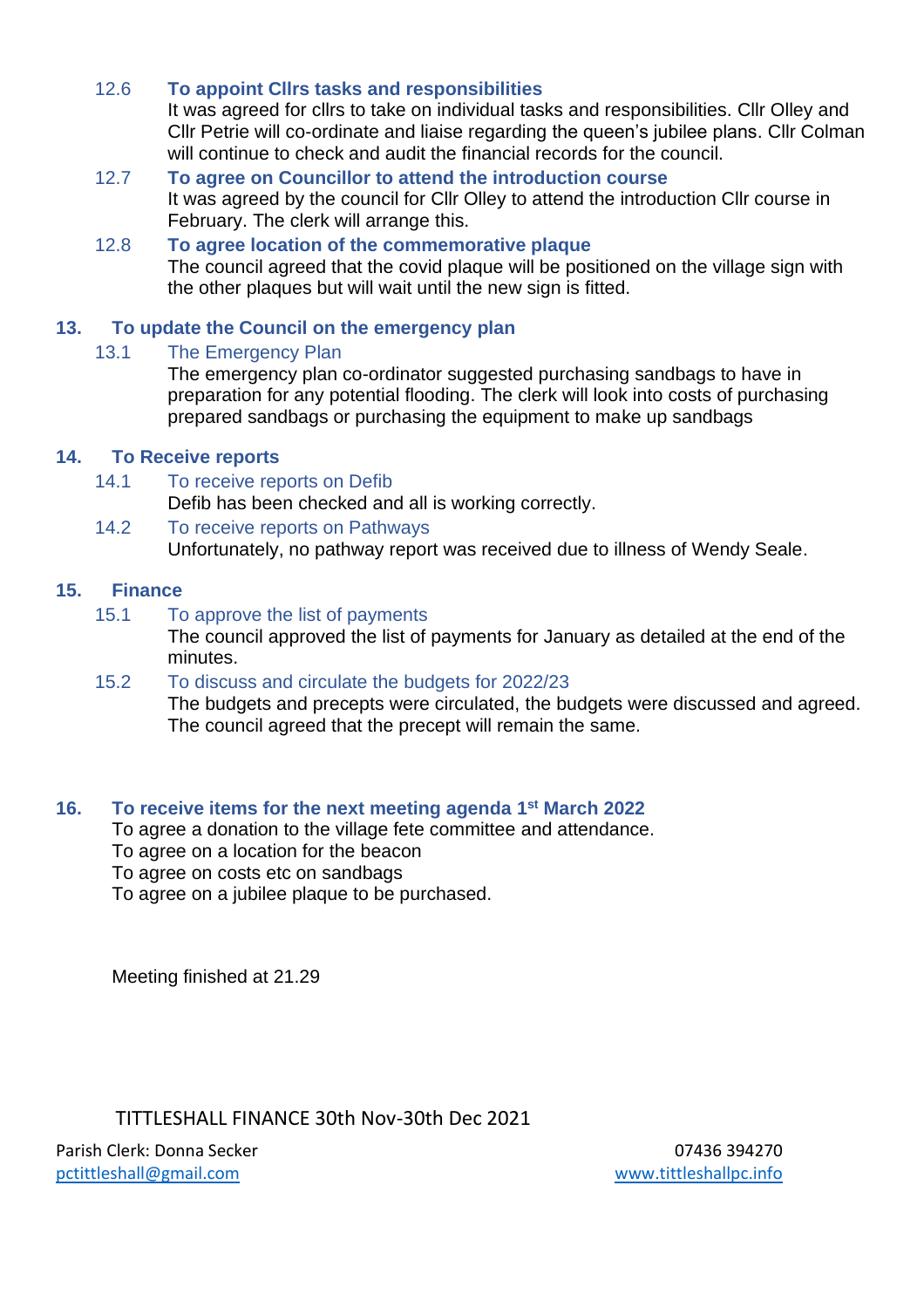### 12.6 To appoint Cllrs tasks and responsibilities

It was agreed for cllrs to take on individual tasks and responsibilities. Cllr Olley and Cllr Petrie will co-ordinate and liaise regarding the queen's jubilee plans. Cllr Colman will continue to check and audit the financial records for the council.

### 12.7 To agree on Councillor to attend the introduction course

It was agreed by the council for Cllr Olley to attend the introduction Cllr course in February. The clerk will arrange this.

### 12.8 To agree location of the commemorative plaque

The council agreed that the covid plaque will be positioned on the village sign with the other plaques but will wait until the new sign is fitted.

## 13. To update the Council on the emergency plan

### 13.1 The Emergency Plan

The emergency plan co-ordinator suggested purchasing sandbags to have in preparation for any potential flooding. The clerk will look into costs of purchasing prepared sandbags or purchasing the equipment to make up sandbags

## 14. To Receive reports

### 14.1 To receive reports on Defib

Defib has been checked and all is working correctly.

### 14.2 To receive reports on Pathways

Unfortunately, no pathway report was received due to illness of Wendy Seale.

## 15. Finance

### 15.1 To approve the list of payments

The council approved the list of payments for January as detailed at the end of the minutes.

### 15.2 To discuss and circulate the budgets for 2022/23

The budgets and precepts were circulated, the budgets were discussed and agreed. The council agreed that the precept will remain the same.

## 16. To receive items for the next meeting agenda 1st March 2022

To agree a donation to the village fete committee and attendance.
To agree on a location for the beacon
To agree on costs etc on sandbags
To agree on a jubilee plaque to be purchased.

Meeting finished at 21.29

TITTLESHALL FINANCE 30th Nov-30th Dec 2021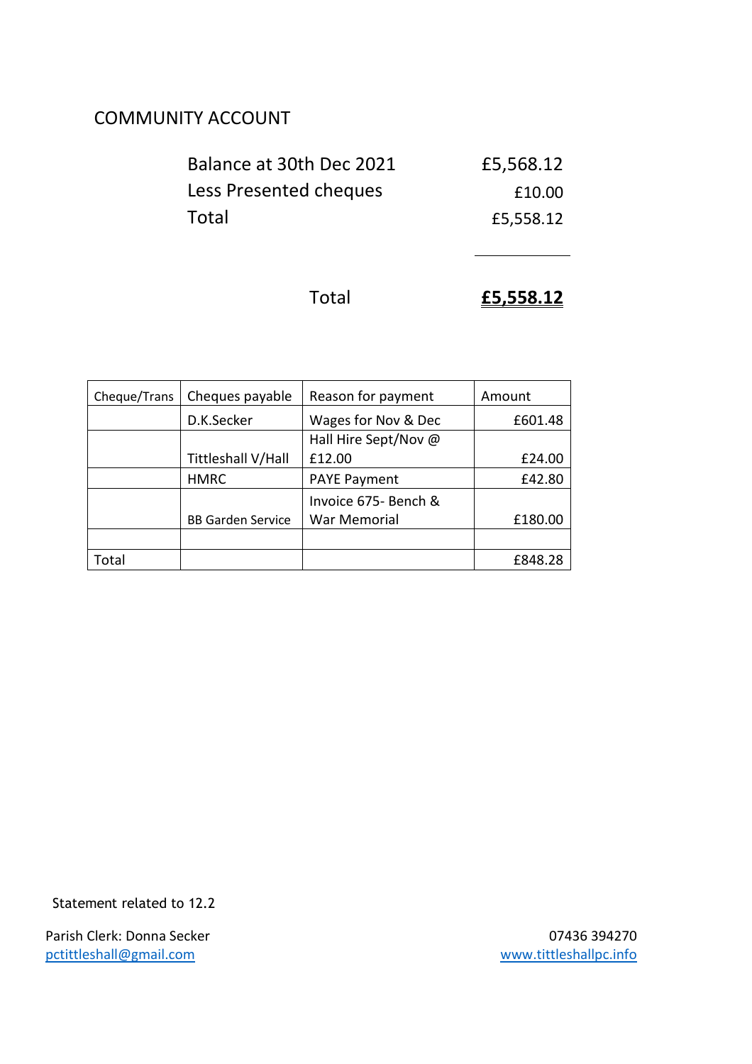## COMMUNITY ACCOUNT

| | |
|---|---:|
| Balance at 30th Dec 2021 | £5,568.12 |
| Less Presented cheques | £10.00 |
| Total | £5,558.12 |

Total **£5,558.12**

| Cheque/Trans | Cheques payable | Reason for payment | Amount |
|---|---|---|---:|
| | D.K.Secker | Wages for Nov & Dec | £601.48 |
| | Tittleshall V/Hall | Hall Hire Sept/Nov @ £12.00 | £24.00 |
| | HMRC | PAYE Payment | £42.80 |
| | BB Garden Service | Invoice 675- Bench & War Memorial | £180.00 |
| | | | |
| Total | | | £848.28 |

Statement related to 12.2

Parish Clerk: Donna Secker
pctittleshall@gmail.com

07436 394270
www.tittleshallpc.info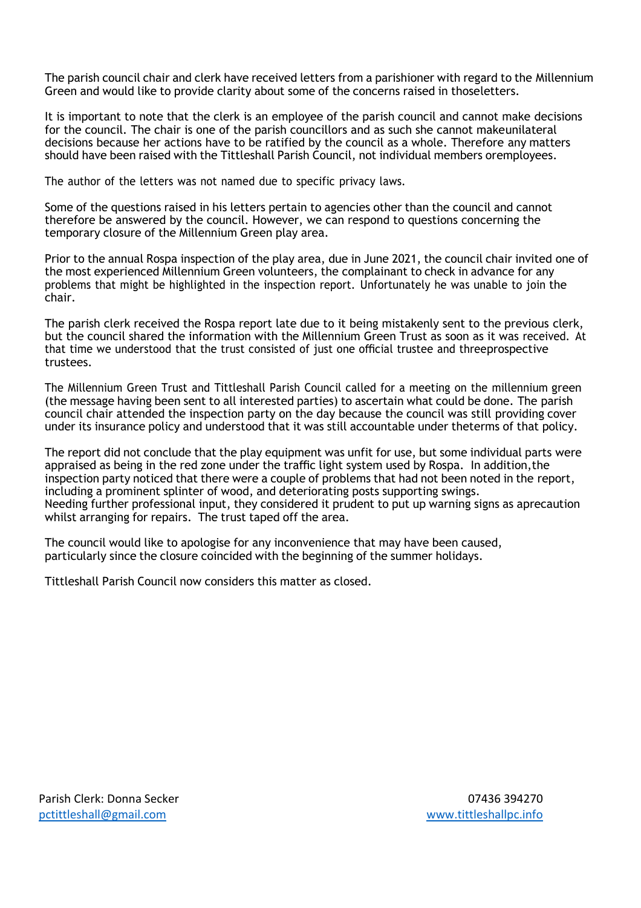The parish council chair and clerk have received letters from a parishioner with regard to the Millennium Green and would like to provide clarity about some of the concerns raised in thoseletters.

It is important to note that the clerk is an employee of the parish council and cannot make decisions for the council. The chair is one of the parish councillors and as such she cannot makeunilateral decisions because her actions have to be ratified by the council as a whole. Therefore any matters should have been raised with the Tittleshall Parish Council, not individual members oremployees.

The author of the letters was not named due to specific privacy laws.

Some of the questions raised in his letters pertain to agencies other than the council and cannot therefore be answered by the council. However, we can respond to questions concerning the temporary closure of the Millennium Green play area.

Prior to the annual Rospa inspection of the play area, due in June 2021, the council chair invited one of the most experienced Millennium Green volunteers, the complainant to check in advance for any problems that might be highlighted in the inspection report. Unfortunately he was unable to join the chair.

The parish clerk received the Rospa report late due to it being mistakenly sent to the previous clerk, but the council shared the information with the Millennium Green Trust as soon as it was received. At that time we understood that the trust consisted of just one official trustee and threeprospective trustees.

The Millennium Green Trust and Tittleshall Parish Council called for a meeting on the millennium green (the message having been sent to all interested parties) to ascertain what could be done. The parish council chair attended the inspection party on the day because the council was still providing cover under its insurance policy and understood that it was still accountable under theterms of that policy.

The report did not conclude that the play equipment was unfit for use, but some individual parts were appraised as being in the red zone under the traffic light system used by Rospa. In addition,the inspection party noticed that there were a couple of problems that had not been noted in the report, including a prominent splinter of wood, and deteriorating posts supporting swings.
Needing further professional input, they considered it prudent to put up warning signs as aprecaution whilst arranging for repairs. The trust taped off the area.

The council would like to apologise for any inconvenience that may have been caused, particularly since the closure coincided with the beginning of the summer holidays.

Tittleshall Parish Council now considers this matter as closed.

Parish Clerk: Donna Secker
pctittleshall@gmail.com

07436 394270
www.tittleshallpc.info